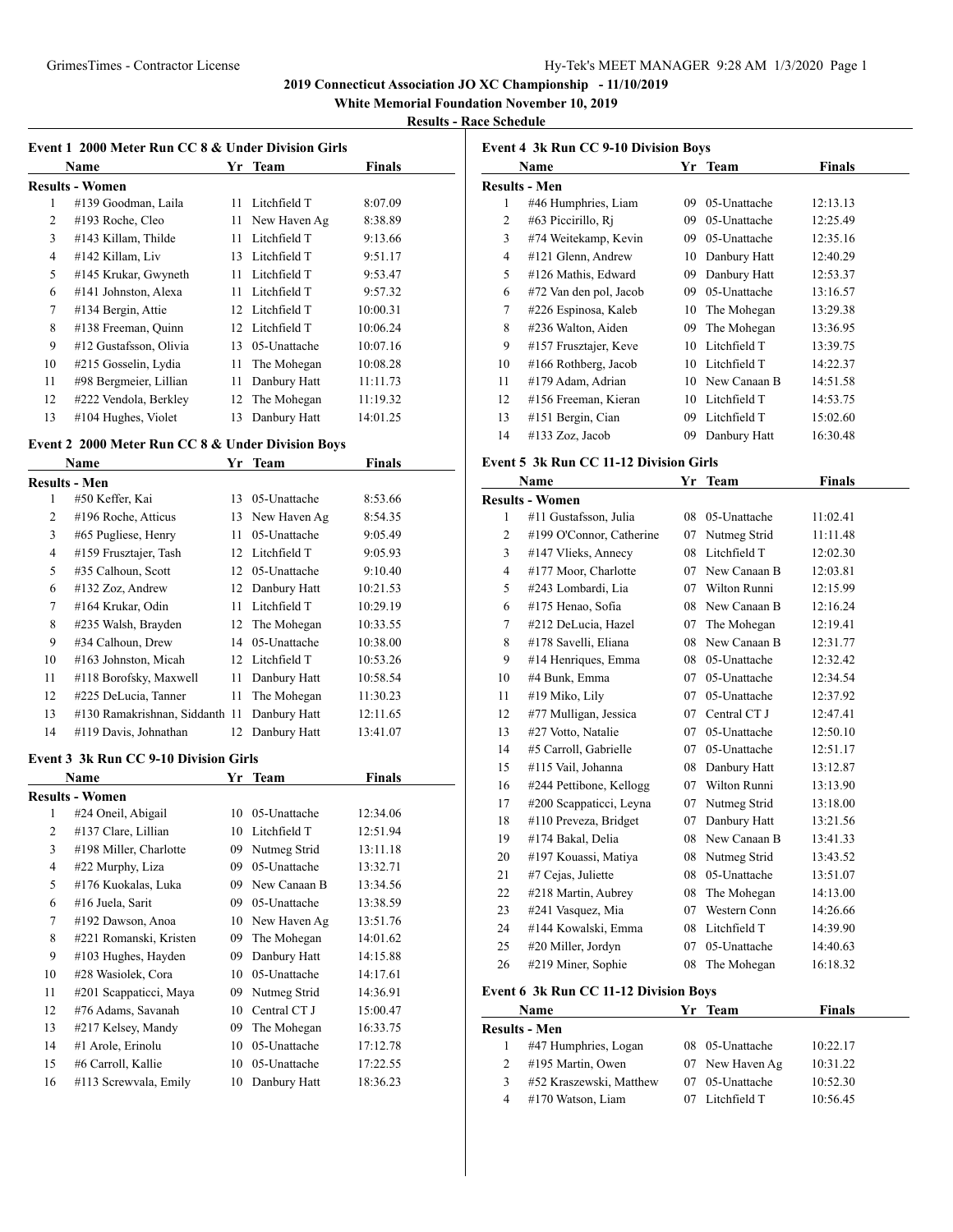## 2019 Connecticut Association JO XC Championship - 11/10/2019

**White Memorial Foundation November 10, 2019**

**Results - Race Schedule**

### Event 1 2000 Meter Run CC 8 & Under Division Girls

| | Name | Yr | Team | Finals |
|---|---|---|---|---|
| **Results - Women** | | | | |
| 1 | #139 Goodman, Laila | 11 | Litchfield T | 8:07.09 |
| 2 | #193 Roche, Cleo | 11 | New Haven Ag | 8:38.89 |
| 3 | #143 Killam, Thilde | 11 | Litchfield T | 9:13.66 |
| 4 | #142 Killam, Liv | 13 | Litchfield T | 9:51.17 |
| 5 | #145 Krukar, Gwyneth | 11 | Litchfield T | 9:53.47 |
| 6 | #141 Johnston, Alexa | 11 | Litchfield T | 9:57.32 |
| 7 | #134 Bergin, Attie | 12 | Litchfield T | 10:00.31 |
| 8 | #138 Freeman, Quinn | 12 | Litchfield T | 10:06.24 |
| 9 | #12 Gustafsson, Olivia | 13 | 05-Unattache | 10:07.16 |
| 10 | #215 Gosselin, Lydia | 11 | The Mohegan | 10:08.28 |
| 11 | #98 Bergmeier, Lillian | 11 | Danbury Hatt | 11:11.73 |
| 12 | #222 Vendola, Berkley | 12 | The Mohegan | 11:19.32 |
| 13 | #104 Hughes, Violet | 13 | Danbury Hatt | 14:01.25 |

### Event 2 2000 Meter Run CC 8 & Under Division Boys

| | Name | Yr | Team | Finals |
|---|---|---|---|---|
| **Results - Men** | | | | |
| 1 | #50 Keffer, Kai | 13 | 05-Unattache | 8:53.66 |
| 2 | #196 Roche, Atticus | 13 | New Haven Ag | 8:54.35 |
| 3 | #65 Pugliese, Henry | 11 | 05-Unattache | 9:05.49 |
| 4 | #159 Frusztajer, Tash | 12 | Litchfield T | 9:05.93 |
| 5 | #35 Calhoun, Scott | 12 | 05-Unattache | 9:10.40 |
| 6 | #132 Zoz, Andrew | 12 | Danbury Hatt | 10:21.53 |
| 7 | #164 Krukar, Odin | 11 | Litchfield T | 10:29.19 |
| 8 | #235 Walsh, Brayden | 12 | The Mohegan | 10:33.55 |
| 9 | #34 Calhoun, Drew | 14 | 05-Unattache | 10:38.00 |
| 10 | #163 Johnston, Micah | 12 | Litchfield T | 10:53.26 |
| 11 | #118 Borofsky, Maxwell | 11 | Danbury Hatt | 10:58.54 |
| 12 | #225 DeLucia, Tanner | 11 | The Mohegan | 11:30.23 |
| 13 | #130 Ramakrishnan, Siddanth | 11 | Danbury Hatt | 12:11.65 |
| 14 | #119 Davis, Johnathan | 12 | Danbury Hatt | 13:41.07 |

### Event 3 3k Run CC 9-10 Division Girls

| | Name | Yr | Team | Finals |
|---|---|---|---|---|
| **Results - Women** | | | | |
| 1 | #24 Oneil, Abigail | 10 | 05-Unattache | 12:34.06 |
| 2 | #137 Clare, Lillian | 10 | Litchfield T | 12:51.94 |
| 3 | #198 Miller, Charlotte | 09 | Nutmeg Strid | 13:11.18 |
| 4 | #22 Murphy, Liza | 09 | 05-Unattache | 13:32.71 |
| 5 | #176 Kuokalas, Luka | 09 | New Canaan B | 13:34.56 |
| 6 | #16 Juela, Sarit | 09 | 05-Unattache | 13:38.59 |
| 7 | #192 Dawson, Anoa | 10 | New Haven Ag | 13:51.76 |
| 8 | #221 Romanski, Kristen | 09 | The Mohegan | 14:01.62 |
| 9 | #103 Hughes, Hayden | 09 | Danbury Hatt | 14:15.88 |
| 10 | #28 Wasiolek, Cora | 10 | 05-Unattache | 14:17.61 |
| 11 | #201 Scappaticci, Maya | 09 | Nutmeg Strid | 14:36.91 |
| 12 | #76 Adams, Savanah | 10 | Central CT J | 15:00.47 |
| 13 | #217 Kelsey, Mandy | 09 | The Mohegan | 16:33.75 |
| 14 | #1 Arole, Erinolu | 10 | 05-Unattache | 17:12.78 |
| 15 | #6 Carroll, Kallie | 10 | 05-Unattache | 17:22.55 |
| 16 | #113 Screwvala, Emily | 10 | Danbury Hatt | 18:36.23 |

### Event 4 3k Run CC 9-10 Division Boys

| | Name | Yr | Team | Finals |
|---|---|---|---|---|
| **Results - Men** | | | | |
| 1 | #46 Humphries, Liam | 09 | 05-Unattache | 12:13.13 |
| 2 | #63 Piccirillo, Rj | 09 | 05-Unattache | 12:25.49 |
| 3 | #74 Weitekamp, Kevin | 09 | 05-Unattache | 12:35.16 |
| 4 | #121 Glenn, Andrew | 10 | Danbury Hatt | 12:40.29 |
| 5 | #126 Mathis, Edward | 09 | Danbury Hatt | 12:53.37 |
| 6 | #72 Van den pol, Jacob | 09 | 05-Unattache | 13:16.57 |
| 7 | #226 Espinosa, Kaleb | 10 | The Mohegan | 13:29.38 |
| 8 | #236 Walton, Aiden | 09 | The Mohegan | 13:36.95 |
| 9 | #157 Frusztajer, Keve | 10 | Litchfield T | 13:39.75 |
| 10 | #166 Rothberg, Jacob | 10 | Litchfield T | 14:22.37 |
| 11 | #179 Adam, Adrian | 10 | New Canaan B | 14:51.58 |
| 12 | #156 Freeman, Kieran | 10 | Litchfield T | 14:53.75 |
| 13 | #151 Bergin, Cian | 09 | Litchfield T | 15:02.60 |
| 14 | #133 Zoz, Jacob | 09 | Danbury Hatt | 16:30.48 |

### Event 5 3k Run CC 11-12 Division Girls

| | Name | Yr | Team | Finals |
|---|---|---|---|---|
| **Results - Women** | | | | |
| 1 | #11 Gustafsson, Julia | 08 | 05-Unattache | 11:02.41 |
| 2 | #199 O'Connor, Catherine | 07 | Nutmeg Strid | 11:11.48 |
| 3 | #147 Vlieks, Annecy | 08 | Litchfield T | 12:02.30 |
| 4 | #177 Moor, Charlotte | 07 | New Canaan B | 12:03.81 |
| 5 | #243 Lombardi, Lia | 07 | Wilton Runni | 12:15.99 |
| 6 | #175 Henao, Sofia | 08 | New Canaan B | 12:16.24 |
| 7 | #212 DeLucia, Hazel | 07 | The Mohegan | 12:19.41 |
| 8 | #178 Savelli, Eliana | 08 | New Canaan B | 12:31.77 |
| 9 | #14 Henriques, Emma | 08 | 05-Unattache | 12:32.42 |
| 10 | #4 Bunk, Emma | 07 | 05-Unattache | 12:34.54 |
| 11 | #19 Miko, Lily | 07 | 05-Unattache | 12:37.92 |
| 12 | #77 Mulligan, Jessica | 07 | Central CT J | 12:47.41 |
| 13 | #27 Votto, Natalie | 07 | 05-Unattache | 12:50.10 |
| 14 | #5 Carroll, Gabrielle | 07 | 05-Unattache | 12:51.17 |
| 15 | #115 Vail, Johanna | 08 | Danbury Hatt | 13:12.87 |
| 16 | #244 Pettibone, Kellogg | 07 | Wilton Runni | 13:13.90 |
| 17 | #200 Scappaticci, Leyna | 07 | Nutmeg Strid | 13:18.00 |
| 18 | #110 Preveza, Bridget | 07 | Danbury Hatt | 13:21.56 |
| 19 | #174 Bakal, Delia | 08 | New Canaan B | 13:41.33 |
| 20 | #197 Kouassi, Matiya | 08 | Nutmeg Strid | 13:43.52 |
| 21 | #7 Cejas, Juliette | 08 | 05-Unattache | 13:51.07 |
| 22 | #218 Martin, Aubrey | 08 | The Mohegan | 14:13.00 |
| 23 | #241 Vasquez, Mia | 07 | Western Conn | 14:26.66 |
| 24 | #144 Kowalski, Emma | 08 | Litchfield T | 14:39.90 |
| 25 | #20 Miller, Jordyn | 07 | 05-Unattache | 14:40.63 |
| 26 | #219 Miner, Sophie | 08 | The Mohegan | 16:18.32 |

### Event 6 3k Run CC 11-12 Division Boys

| | Name | Yr | Team | Finals |
|---|---|---|---|---|
| **Results - Men** | | | | |
| 1 | #47 Humphries, Logan | 08 | 05-Unattache | 10:22.17 |
| 2 | #195 Martin, Owen | 07 | New Haven Ag | 10:31.22 |
| 3 | #52 Kraszewski, Matthew | 07 | 05-Unattache | 10:52.30 |
| 4 | #170 Watson, Liam | 07 | Litchfield T | 10:56.45 |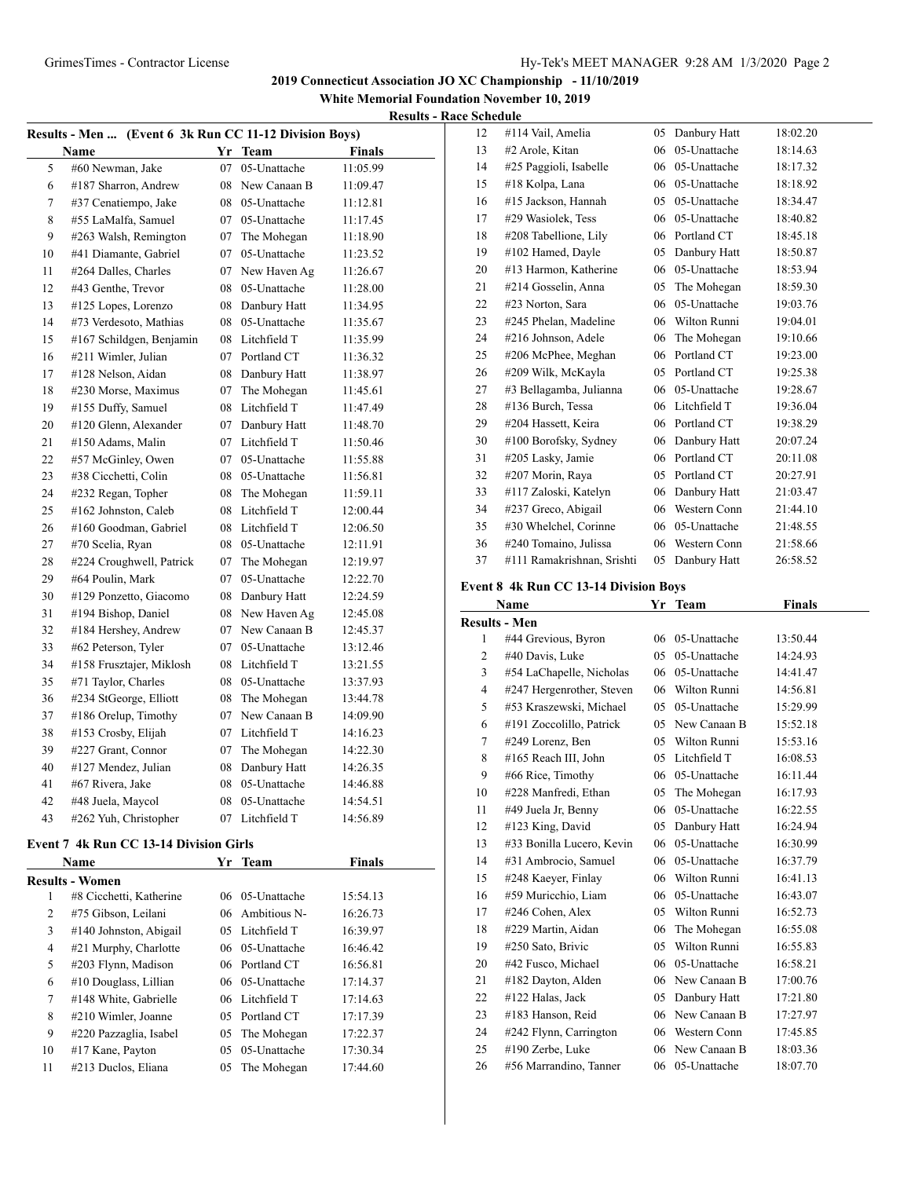## 2019 Connecticut Association JO XC Championship - 11/10/2019

### White Memorial Foundation November 10, 2019

### Results - Race Schedule

**Results - Men ... (Event 6 3k Run CC 11-12 Division Boys)**

| | Name | Yr | Team | Finals |
|---|---|---|---|---|
| 5 | #60 Newman, Jake | 07 | 05-Unattache | 11:05.99 |
| 6 | #187 Sharron, Andrew | 08 | New Canaan B | 11:09.47 |
| 7 | #37 Cenatiempo, Jake | 08 | 05-Unattache | 11:12.81 |
| 8 | #55 LaMalfa, Samuel | 07 | 05-Unattache | 11:17.45 |
| 9 | #263 Walsh, Remington | 07 | The Mohegan | 11:18.90 |
| 10 | #41 Diamante, Gabriel | 07 | 05-Unattache | 11:23.52 |
| 11 | #264 Dalles, Charles | 07 | New Haven Ag | 11:26.67 |
| 12 | #43 Genthe, Trevor | 08 | 05-Unattache | 11:28.00 |
| 13 | #125 Lopes, Lorenzo | 08 | Danbury Hatt | 11:34.95 |
| 14 | #73 Verdesoto, Mathias | 08 | 05-Unattache | 11:35.67 |
| 15 | #167 Schildgen, Benjamin | 08 | Litchfield T | 11:35.99 |
| 16 | #211 Wimler, Julian | 07 | Portland CT | 11:36.32 |
| 17 | #128 Nelson, Aidan | 08 | Danbury Hatt | 11:38.97 |
| 18 | #230 Morse, Maximus | 07 | The Mohegan | 11:45.61 |
| 19 | #155 Duffy, Samuel | 08 | Litchfield T | 11:47.49 |
| 20 | #120 Glenn, Alexander | 07 | Danbury Hatt | 11:48.70 |
| 21 | #150 Adams, Malin | 07 | Litchfield T | 11:50.46 |
| 22 | #57 McGinley, Owen | 07 | 05-Unattache | 11:55.88 |
| 23 | #38 Cicchetti, Colin | 08 | 05-Unattache | 11:56.81 |
| 24 | #232 Regan, Topher | 08 | The Mohegan | 11:59.11 |
| 25 | #162 Johnston, Caleb | 08 | Litchfield T | 12:00.44 |
| 26 | #160 Goodman, Gabriel | 08 | Litchfield T | 12:06.50 |
| 27 | #70 Scelia, Ryan | 08 | 05-Unattache | 12:11.91 |
| 28 | #224 Croughwell, Patrick | 07 | The Mohegan | 12:19.97 |
| 29 | #64 Poulin, Mark | 07 | 05-Unattache | 12:22.70 |
| 30 | #129 Ponzetto, Giacomo | 08 | Danbury Hatt | 12:24.59 |
| 31 | #194 Bishop, Daniel | 08 | New Haven Ag | 12:45.08 |
| 32 | #184 Hershey, Andrew | 07 | New Canaan B | 12:45.37 |
| 33 | #62 Peterson, Tyler | 07 | 05-Unattache | 13:12.46 |
| 34 | #158 Frusztajer, Miklosh | 08 | Litchfield T | 13:21.55 |
| 35 | #71 Taylor, Charles | 08 | 05-Unattache | 13:37.93 |
| 36 | #234 StGeorge, Elliott | 08 | The Mohegan | 13:44.78 |
| 37 | #186 Orelup, Timothy | 07 | New Canaan B | 14:09.90 |
| 38 | #153 Crosby, Elijah | 07 | Litchfield T | 14:16.23 |
| 39 | #227 Grant, Connor | 07 | The Mohegan | 14:22.30 |
| 40 | #127 Mendez, Julian | 08 | Danbury Hatt | 14:26.35 |
| 41 | #67 Rivera, Jake | 08 | 05-Unattache | 14:46.88 |
| 42 | #48 Juela, Maycol | 08 | 05-Unattache | 14:54.51 |
| 43 | #262 Yuh, Christopher | 07 | Litchfield T | 14:56.89 |

**Event 7 4k Run CC 13-14 Division Girls**

| | Name | Yr | Team | Finals |
|---|---|---|---|---|
| **Results - Women** | | | | |
| 1 | #8 Cicchetti, Katherine | 06 | 05-Unattache | 15:54.13 |
| 2 | #75 Gibson, Leilani | 06 | Ambitious N- | 16:26.73 |
| 3 | #140 Johnston, Abigail | 05 | Litchfield T | 16:39.97 |
| 4 | #21 Murphy, Charlotte | 06 | 05-Unattache | 16:46.42 |
| 5 | #203 Flynn, Madison | 06 | Portland CT | 16:56.81 |
| 6 | #10 Douglass, Lillian | 06 | 05-Unattache | 17:14.37 |
| 7 | #148 White, Gabrielle | 06 | Litchfield T | 17:14.63 |
| 8 | #210 Wimler, Joanne | 05 | Portland CT | 17:17.39 |
| 9 | #220 Pazzaglia, Isabel | 05 | The Mohegan | 17:22.37 |
| 10 | #17 Kane, Payton | 05 | 05-Unattache | 17:30.34 |
| 11 | #213 Duclos, Eliana | 05 | The Mohegan | 17:44.60 |
| 12 | #114 Vail, Amelia | 05 | Danbury Hatt | 18:02.20 |
| 13 | #2 Arole, Kitan | 06 | 05-Unattache | 18:14.63 |
| 14 | #25 Paggioli, Isabelle | 06 | 05-Unattache | 18:17.32 |
| 15 | #18 Kolpa, Lana | 06 | 05-Unattache | 18:18.92 |
| 16 | #15 Jackson, Hannah | 05 | 05-Unattache | 18:34.47 |
| 17 | #29 Wasiolek, Tess | 06 | 05-Unattache | 18:40.82 |
| 18 | #208 Tabellione, Lily | 06 | Portland CT | 18:45.18 |
| 19 | #102 Hamed, Dayle | 05 | Danbury Hatt | 18:50.87 |
| 20 | #13 Harmon, Katherine | 06 | 05-Unattache | 18:53.94 |
| 21 | #214 Gosselin, Anna | 05 | The Mohegan | 18:59.30 |
| 22 | #23 Norton, Sara | 06 | 05-Unattache | 19:03.76 |
| 23 | #245 Phelan, Madeline | 06 | Wilton Runni | 19:04.01 |
| 24 | #216 Johnson, Adele | 06 | The Mohegan | 19:10.66 |
| 25 | #206 McPhee, Meghan | 06 | Portland CT | 19:23.00 |
| 26 | #209 Wilk, McKayla | 05 | Portland CT | 19:25.38 |
| 27 | #3 Bellagamba, Julianna | 06 | 05-Unattache | 19:28.67 |
| 28 | #136 Burch, Tessa | 06 | Litchfield T | 19:36.04 |
| 29 | #204 Hassett, Keira | 06 | Portland CT | 19:38.29 |
| 30 | #100 Borofsky, Sydney | 06 | Danbury Hatt | 20:07.24 |
| 31 | #205 Lasky, Jamie | 06 | Portland CT | 20:11.08 |
| 32 | #207 Morin, Raya | 05 | Portland CT | 20:27.91 |
| 33 | #117 Zaloski, Katelyn | 06 | Danbury Hatt | 21:03.47 |
| 34 | #237 Greco, Abigail | 06 | Western Conn | 21:44.10 |
| 35 | #30 Whelchel, Corinne | 06 | 05-Unattache | 21:48.55 |
| 36 | #240 Tomaino, Julissa | 06 | Western Conn | 21:58.66 |
| 37 | #111 Ramakrishnan, Srishti | 05 | Danbury Hatt | 26:58.52 |

**Event 8 4k Run CC 13-14 Division Boys**

| | Name | Yr | Team | Finals |
|---|---|---|---|---|
| **Results - Men** | | | | |
| 1 | #44 Grevious, Byron | 06 | 05-Unattache | 13:50.44 |
| 2 | #40 Davis, Luke | 05 | 05-Unattache | 14:24.93 |
| 3 | #54 LaChapelle, Nicholas | 06 | 05-Unattache | 14:41.47 |
| 4 | #247 Hergenrother, Steven | 06 | Wilton Runni | 14:56.81 |
| 5 | #53 Kraszewski, Michael | 05 | 05-Unattache | 15:29.99 |
| 6 | #191 Zoccolillo, Patrick | 05 | New Canaan B | 15:52.18 |
| 7 | #249 Lorenz, Ben | 05 | Wilton Runni | 15:53.16 |
| 8 | #165 Reach III, John | 05 | Litchfield T | 16:08.53 |
| 9 | #66 Rice, Timothy | 06 | 05-Unattache | 16:11.44 |
| 10 | #228 Manfredi, Ethan | 05 | The Mohegan | 16:17.93 |
| 11 | #49 Juela Jr, Benny | 06 | 05-Unattache | 16:22.55 |
| 12 | #123 King, David | 05 | Danbury Hatt | 16:24.94 |
| 13 | #33 Bonilla Lucero, Kevin | 06 | 05-Unattache | 16:30.99 |
| 14 | #31 Ambrocio, Samuel | 06 | 05-Unattache | 16:37.79 |
| 15 | #248 Kaeyer, Finlay | 06 | Wilton Runni | 16:41.13 |
| 16 | #59 Muricchio, Liam | 06 | 05-Unattache | 16:43.07 |
| 17 | #246 Cohen, Alex | 05 | Wilton Runni | 16:52.73 |
| 18 | #229 Martin, Aidan | 06 | The Mohegan | 16:55.08 |
| 19 | #250 Sato, Brivic | 05 | Wilton Runni | 16:55.83 |
| 20 | #42 Fusco, Michael | 06 | 05-Unattache | 16:58.21 |
| 21 | #182 Dayton, Alden | 06 | New Canaan B | 17:00.76 |
| 22 | #122 Halas, Jack | 05 | Danbury Hatt | 17:21.80 |
| 23 | #183 Hanson, Reid | 06 | New Canaan B | 17:27.97 |
| 24 | #242 Flynn, Carrington | 06 | Western Conn | 17:45.85 |
| 25 | #190 Zerbe, Luke | 06 | New Canaan B | 18:03.36 |
| 26 | #56 Marrandino, Tanner | 06 | 05-Unattache | 18:07.70 |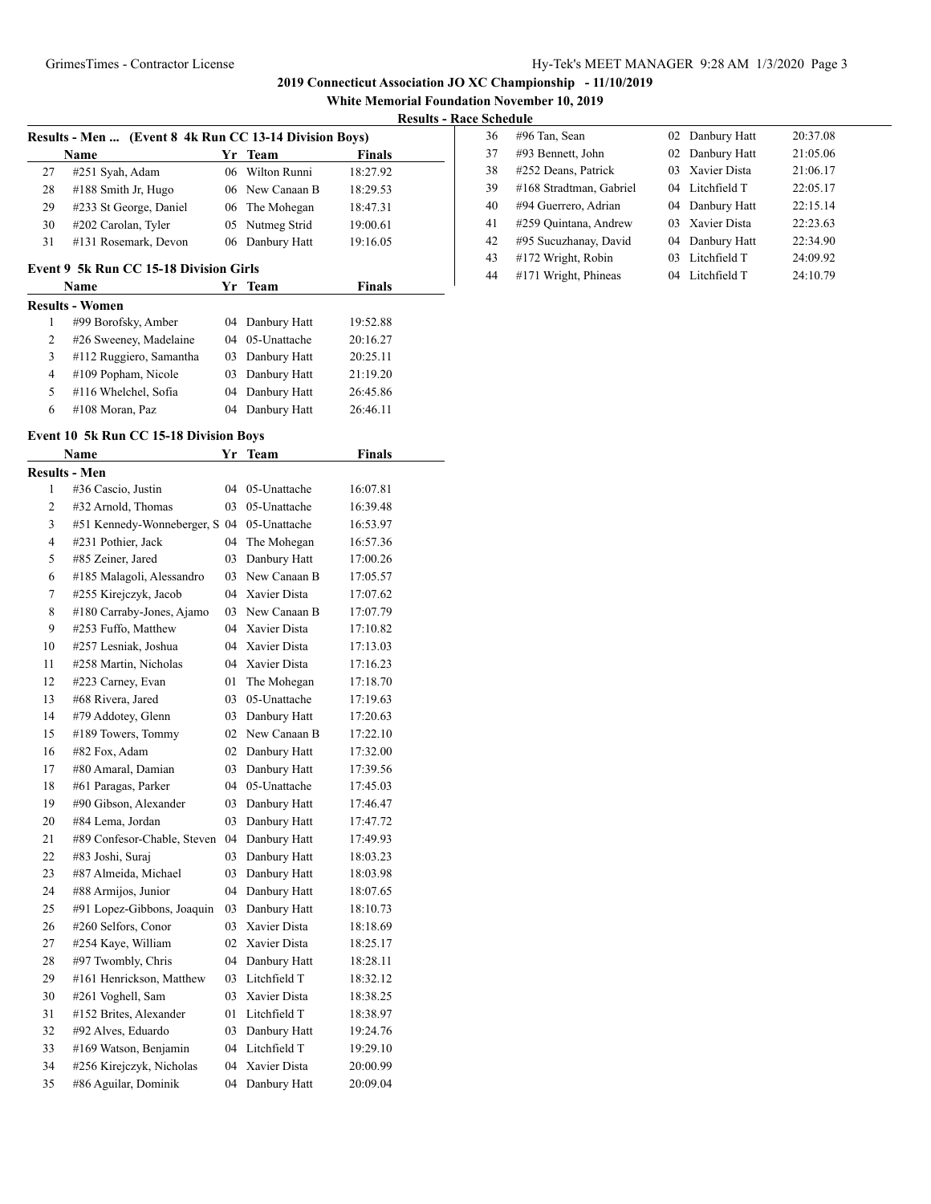# 2019 Connecticut Association JO XC Championship - 11/10/2019

**White Memorial Foundation November 10, 2019**

**Results - Race Schedule**

### Results - Men ... (Event 8 4k Run CC 13-14 Division Boys)

| | Name | Yr | Team | Finals |
|---|---|---|---|---|
| 27 | #251 Syah, Adam | 06 | Wilton Runni | 18:27.92 |
| 28 | #188 Smith Jr, Hugo | 06 | New Canaan B | 18:29.53 |
| 29 | #233 St George, Daniel | 06 | The Mohegan | 18:47.31 |
| 30 | #202 Carolan, Tyler | 05 | Nutmeg Strid | 19:00.61 |
| 31 | #131 Rosemark, Devon | 06 | Danbury Hatt | 19:16.05 |

### Event 9 5k Run CC 15-18 Division Girls

**Results - Women**

| | Name | Yr | Team | Finals |
|---|---|---|---|---|
| 1 | #99 Borofsky, Amber | 04 | Danbury Hatt | 19:52.88 |
| 2 | #26 Sweeney, Madelaine | 04 | 05-Unattache | 20:16.27 |
| 3 | #112 Ruggiero, Samantha | 03 | Danbury Hatt | 20:25.11 |
| 4 | #109 Popham, Nicole | 03 | Danbury Hatt | 21:19.20 |
| 5 | #116 Whelchel, Sofia | 04 | Danbury Hatt | 26:45.86 |
| 6 | #108 Moran, Paz | 04 | Danbury Hatt | 26:46.11 |

### Event 10 5k Run CC 15-18 Division Boys

**Results - Men**

| | Name | Yr | Team | Finals |
|---|---|---|---|---|
| 1 | #36 Cascio, Justin | 04 | 05-Unattache | 16:07.81 |
| 2 | #32 Arnold, Thomas | 03 | 05-Unattache | 16:39.48 |
| 3 | #51 Kennedy-Wonneberger, S | 04 | 05-Unattache | 16:53.97 |
| 4 | #231 Pothier, Jack | 04 | The Mohegan | 16:57.36 |
| 5 | #85 Zeiner, Jared | 03 | Danbury Hatt | 17:00.26 |
| 6 | #185 Malagoli, Alessandro | 03 | New Canaan B | 17:05.57 |
| 7 | #255 Kirejczyk, Jacob | 04 | Xavier Dista | 17:07.62 |
| 8 | #180 Carraby-Jones, Ajamo | 03 | New Canaan B | 17:07.79 |
| 9 | #253 Fuffo, Matthew | 04 | Xavier Dista | 17:10.82 |
| 10 | #257 Lesniak, Joshua | 04 | Xavier Dista | 17:13.03 |
| 11 | #258 Martin, Nicholas | 04 | Xavier Dista | 17:16.23 |
| 12 | #223 Carney, Evan | 01 | The Mohegan | 17:18.70 |
| 13 | #68 Rivera, Jared | 03 | 05-Unattache | 17:19.63 |
| 14 | #79 Addotey, Glenn | 03 | Danbury Hatt | 17:20.63 |
| 15 | #189 Towers, Tommy | 02 | New Canaan B | 17:22.10 |
| 16 | #82 Fox, Adam | 02 | Danbury Hatt | 17:32.00 |
| 17 | #80 Amaral, Damian | 03 | Danbury Hatt | 17:39.56 |
| 18 | #61 Paragas, Parker | 04 | 05-Unattache | 17:45.03 |
| 19 | #90 Gibson, Alexander | 03 | Danbury Hatt | 17:46.47 |
| 20 | #84 Lema, Jordan | 03 | Danbury Hatt | 17:47.72 |
| 21 | #89 Confesor-Chable, Steven | 04 | Danbury Hatt | 17:49.93 |
| 22 | #83 Joshi, Suraj | 03 | Danbury Hatt | 18:03.23 |
| 23 | #87 Almeida, Michael | 03 | Danbury Hatt | 18:03.98 |
| 24 | #88 Armijos, Junior | 04 | Danbury Hatt | 18:07.65 |
| 25 | #91 Lopez-Gibbons, Joaquin | 03 | Danbury Hatt | 18:10.73 |
| 26 | #260 Selfors, Conor | 03 | Xavier Dista | 18:18.69 |
| 27 | #254 Kaye, William | 02 | Xavier Dista | 18:25.17 |
| 28 | #97 Twombly, Chris | 04 | Danbury Hatt | 18:28.11 |
| 29 | #161 Henrickson, Matthew | 03 | Litchfield T | 18:32.12 |
| 30 | #261 Voghell, Sam | 03 | Xavier Dista | 18:38.25 |
| 31 | #152 Brites, Alexander | 01 | Litchfield T | 18:38.97 |
| 32 | #92 Alves, Eduardo | 03 | Danbury Hatt | 19:24.76 |
| 33 | #169 Watson, Benjamin | 04 | Litchfield T | 19:29.10 |
| 34 | #256 Kirejczyk, Nicholas | 04 | Xavier Dista | 20:00.99 |
| 35 | #86 Aguilar, Dominik | 04 | Danbury Hatt | 20:09.04 |
| 36 | #96 Tan, Sean | 02 | Danbury Hatt | 20:37.08 |
| 37 | #93 Bennett, John | 02 | Danbury Hatt | 21:05.06 |
| 38 | #252 Deans, Patrick | 03 | Xavier Dista | 21:06.17 |
| 39 | #168 Stradtman, Gabriel | 04 | Litchfield T | 22:05.17 |
| 40 | #94 Guerrero, Adrian | 04 | Danbury Hatt | 22:15.14 |
| 41 | #259 Quintana, Andrew | 03 | Xavier Dista | 22:23.63 |
| 42 | #95 Sucuzhanay, David | 04 | Danbury Hatt | 22:34.90 |
| 43 | #172 Wright, Robin | 03 | Litchfield T | 24:09.92 |
| 44 | #171 Wright, Phineas | 04 | Litchfield T | 24:10.79 |